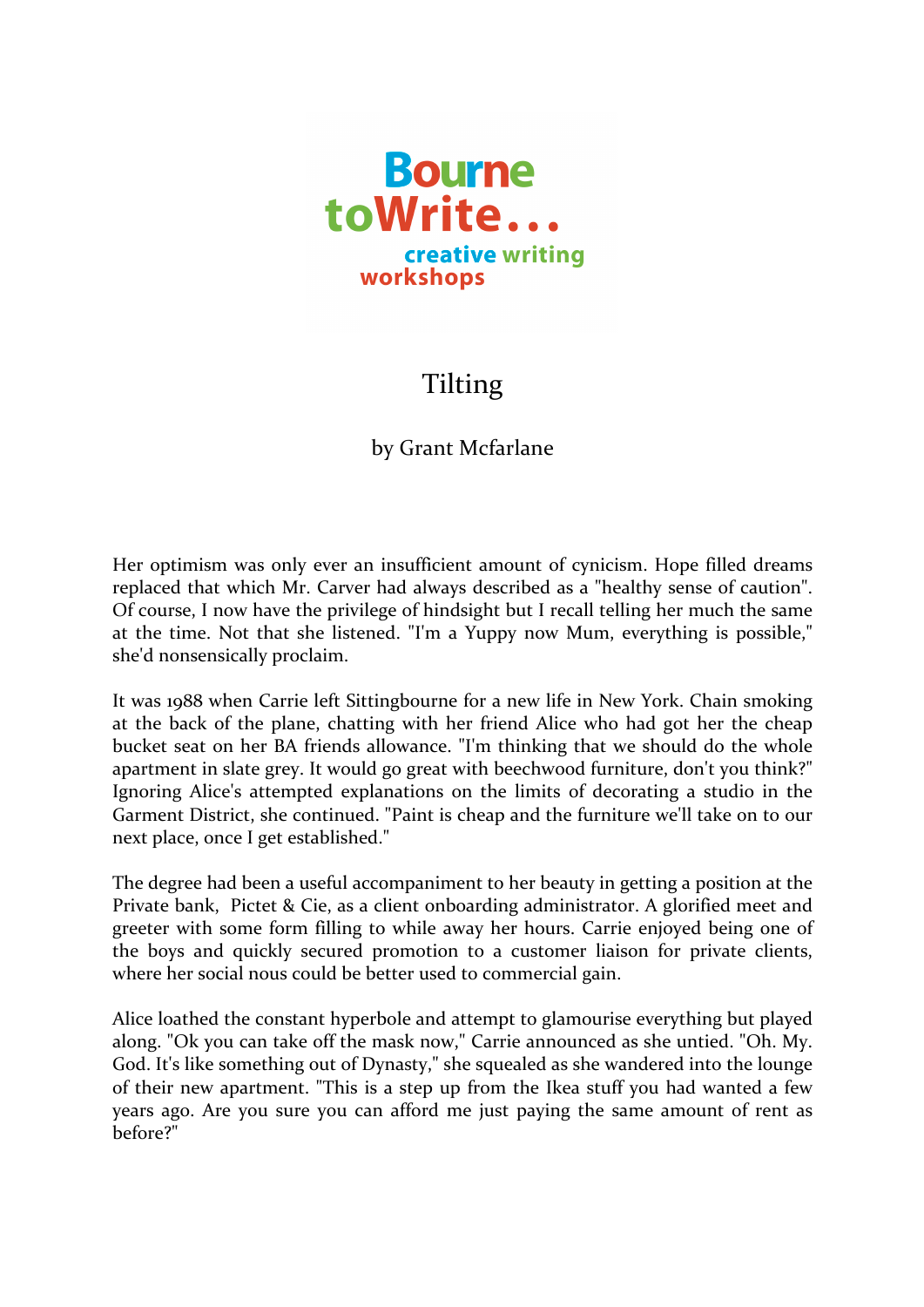Bourne toWrite... creative writing workshops

# Tilting

by Grant Mcfarlane

Her optimism was only ever an insufficient amount of cynicism. Hope filled dreams replaced that which Mr. Carver had always described as a "healthy sense of caution". Of course, I now have the privilege of hindsight but I recall telling her much the same at the time. Not that she listened. "I'm a Yuppy now Mum, everything is possible," she'd nonsensically proclaim.

It was 1988 when Carrie left Sittingbourne for a new life in New York. Chain smoking at the back of the plane, chatting with her friend Alice who had got her the cheap bucket seat on her BA friends allowance. "I'm thinking that we should do the whole apartment in slate grey. It would go great with beechwood furniture, don't you think?" Ignoring Alice's attempted explanations on the limits of decorating a studio in the Garment District, she continued. "Paint is cheap and the furniture we'll take on to our next place, once I get established."

The degree had been a useful accompaniment to her beauty in getting a position at the Private bank, Pictet & Cie, as a client onboarding administrator. A glorified meet and greeter with some form filling to while away her hours. Carrie enjoyed being one of the boys and quickly secured promotion to a customer liaison for private clients, where her social nous could be better used to commercial gain.

Alice loathed the constant hyperbole and attempt to glamourise everything but played along. "Ok you can take off the mask now," Carrie announced as she untied. "Oh. My. God. It's like something out of Dynasty," she squealed as she wandered into the lounge of their new apartment. "This is a step up from the Ikea stuff you had wanted a few years ago. Are you sure you can afford me just paying the same amount of rent as before?"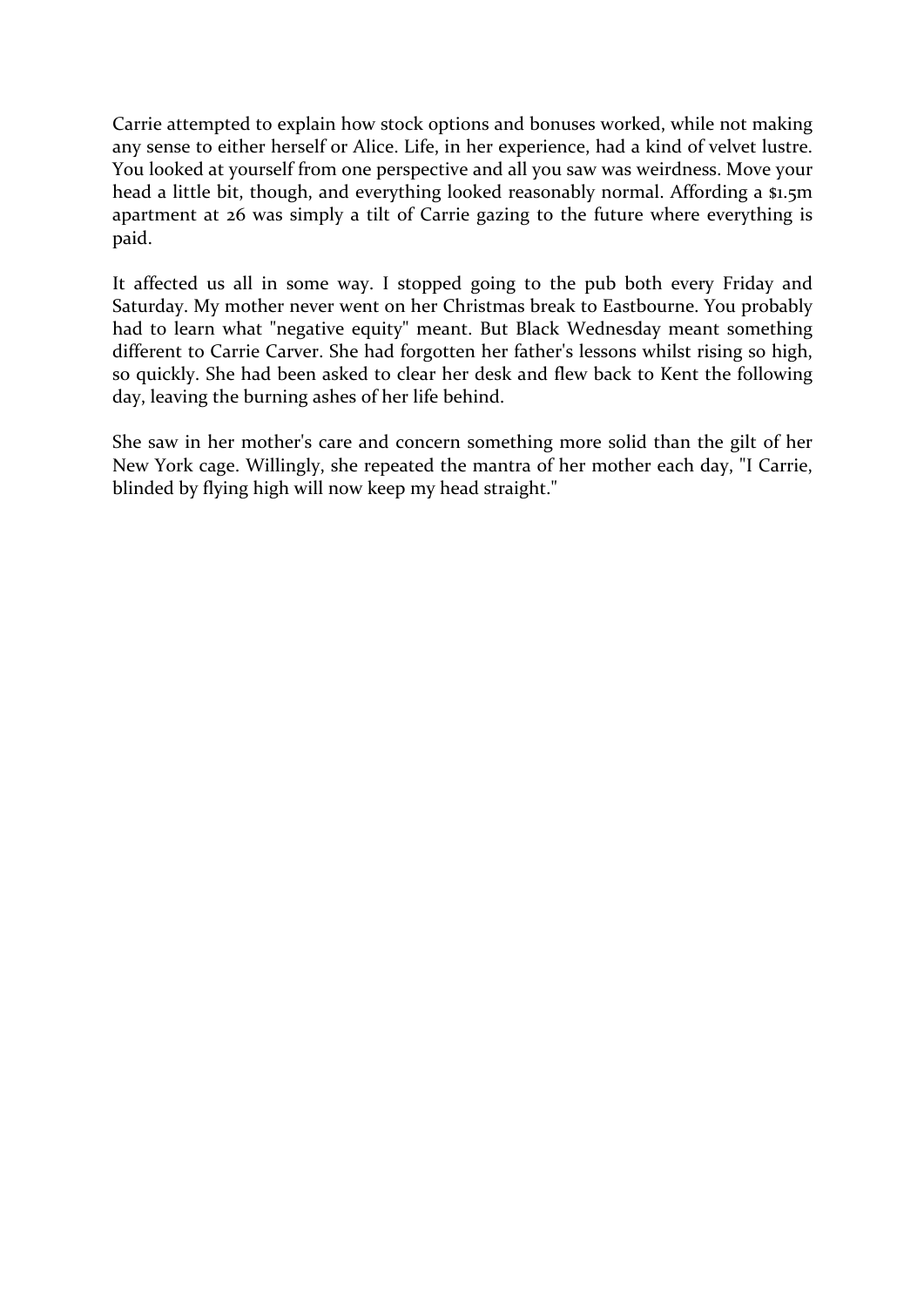Carrie attempted to explain how stock options and bonuses worked, while not making any sense to either herself or Alice. Life, in her experience, had a kind of velvet lustre. You looked at yourself from one perspective and all you saw was weirdness. Move your head a little bit, though, and everything looked reasonably normal. Affording a $1.5m apartment at 26 was simply a tilt of Carrie gazing to the future where everything is paid.

It affected us all in some way. I stopped going to the pub both every Friday and Saturday. My mother never went on her Christmas break to Eastbourne. You probably had to learn what "negative equity" meant. But Black Wednesday meant something different to Carrie Carver. She had forgotten her father's lessons whilst rising so high, so quickly. She had been asked to clear her desk and flew back to Kent the following day, leaving the burning ashes of her life behind.

She saw in her mother's care and concern something more solid than the gilt of her New York cage. Willingly, she repeated the mantra of her mother each day, "I Carrie, blinded by flying high will now keep my head straight."